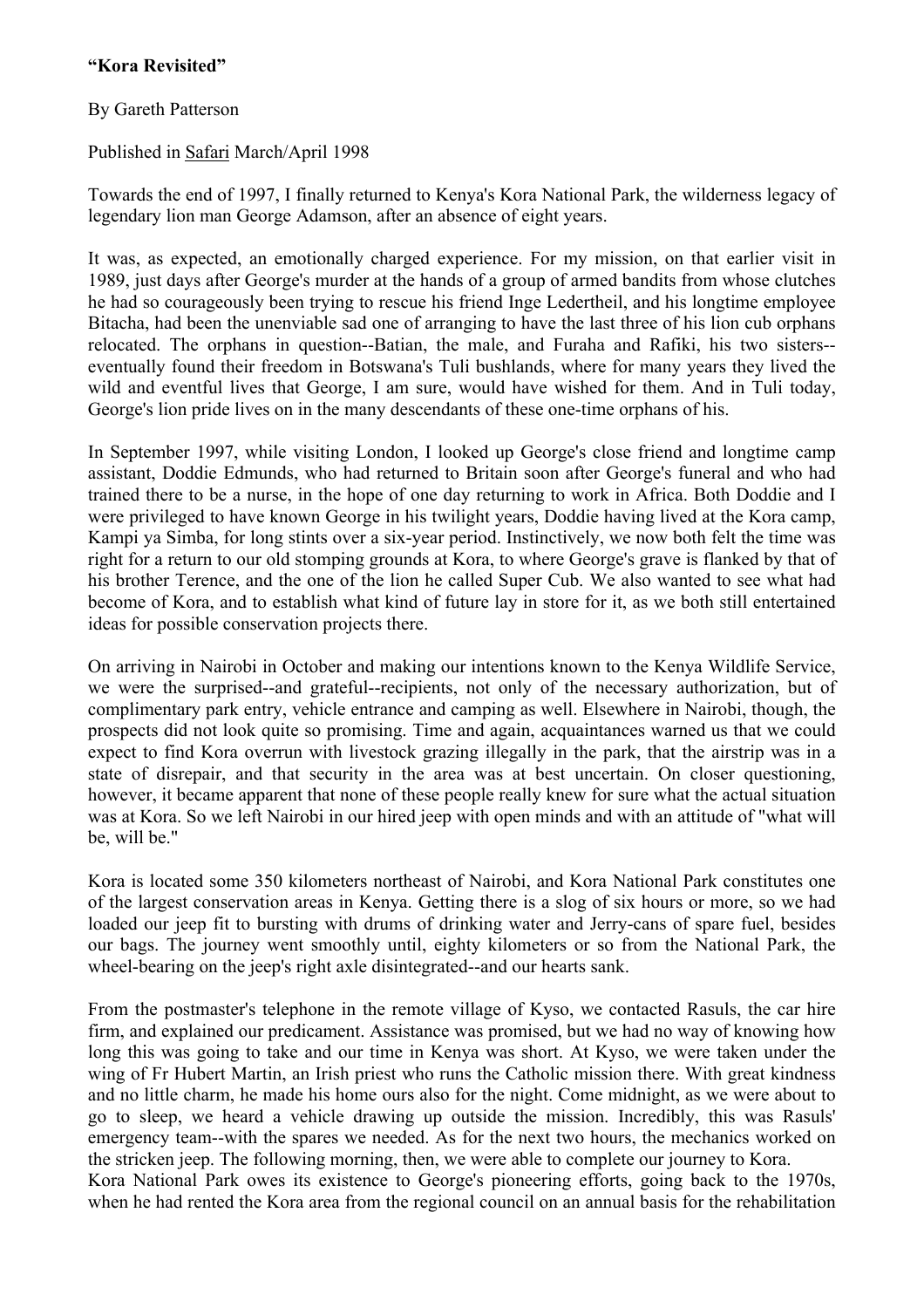**"Kora Revisited"**

By Gareth Patterson

Published in Safari March/April 1998

Towards the end of 1997, I finally returned to Kenya's Kora National Park, the wilderness legacy of legendary lion man George Adamson, after an absence of eight years.

It was, as expected, an emotionally charged experience. For my mission, on that earlier visit in 1989, just days after George's murder at the hands of a group of armed bandits from whose clutches he had so courageously been trying to rescue his friend Inge Ledertheil, and his longtime employee Bitacha, had been the unenviable sad one of arranging to have the last three of his lion cub orphans relocated. The orphans in question--Batian, the male, and Furaha and Rafiki, his two sisters--eventually found their freedom in Botswana's Tuli bushlands, where for many years they lived the wild and eventful lives that George, I am sure, would have wished for them. And in Tuli today, George's lion pride lives on in the many descendants of these one-time orphans of his.

In September 1997, while visiting London, I looked up George's close friend and longtime camp assistant, Doddie Edmunds, who had returned to Britain soon after George's funeral and who had trained there to be a nurse, in the hope of one day returning to work in Africa. Both Doddie and I were privileged to have known George in his twilight years, Doddie having lived at the Kora camp, Kampi ya Simba, for long stints over a six-year period. Instinctively, we now both felt the time was right for a return to our old stomping grounds at Kora, to where George's grave is flanked by that of his brother Terence, and the one of the lion he called Super Cub. We also wanted to see what had become of Kora, and to establish what kind of future lay in store for it, as we both still entertained ideas for possible conservation projects there.

On arriving in Nairobi in October and making our intentions known to the Kenya Wildlife Service, we were the surprised--and grateful--recipients, not only of the necessary authorization, but of complimentary park entry, vehicle entrance and camping as well. Elsewhere in Nairobi, though, the prospects did not look quite so promising. Time and again, acquaintances warned us that we could expect to find Kora overrun with livestock grazing illegally in the park, that the airstrip was in a state of disrepair, and that security in the area was at best uncertain. On closer questioning, however, it became apparent that none of these people really knew for sure what the actual situation was at Kora. So we left Nairobi in our hired jeep with open minds and with an attitude of "what will be, will be."

Kora is located some 350 kilometers northeast of Nairobi, and Kora National Park constitutes one of the largest conservation areas in Kenya. Getting there is a slog of six hours or more, so we had loaded our jeep fit to bursting with drums of drinking water and Jerry-cans of spare fuel, besides our bags. The journey went smoothly until, eighty kilometers or so from the National Park, the wheel-bearing on the jeep's right axle disintegrated--and our hearts sank.

From the postmaster's telephone in the remote village of Kyso, we contacted Rasuls, the car hire firm, and explained our predicament. Assistance was promised, but we had no way of knowing how long this was going to take and our time in Kenya was short. At Kyso, we were taken under the wing of Fr Hubert Martin, an Irish priest who runs the Catholic mission there. With great kindness and no little charm, he made his home ours also for the night. Come midnight, as we were about to go to sleep, we heard a vehicle drawing up outside the mission. Incredibly, this was Rasuls' emergency team--with the spares we needed. As for the next two hours, the mechanics worked on the stricken jeep. The following morning, then, we were able to complete our journey to Kora.

Kora National Park owes its existence to George's pioneering efforts, going back to the 1970s, when he had rented the Kora area from the regional council on an annual basis for the rehabilitation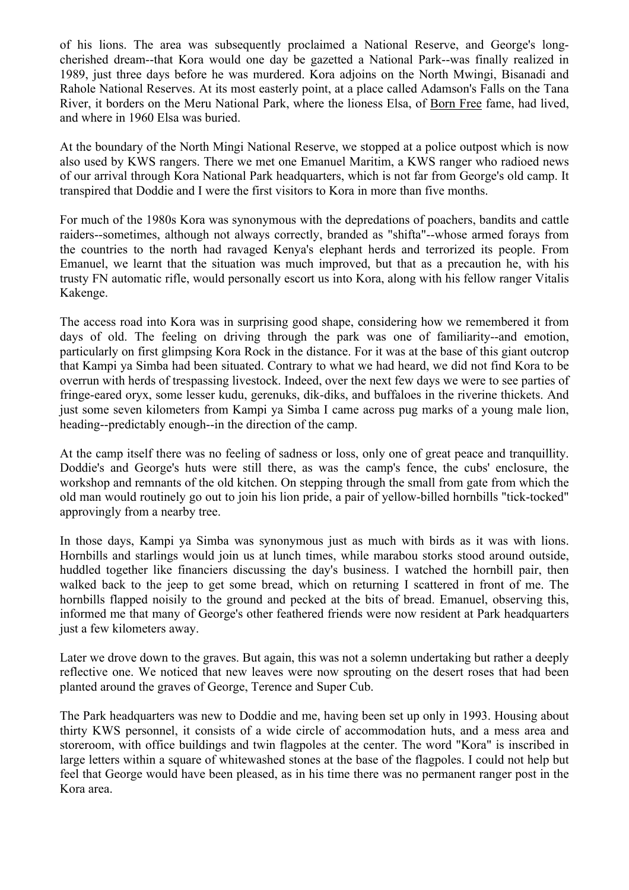of his lions. The area was subsequently proclaimed a National Reserve, and George's long-cherished dream--that Kora would one day be gazetted a National Park--was finally realized in 1989, just three days before he was murdered. Kora adjoins on the North Mwingi, Bisanadi and Rahole National Reserves. At its most easterly point, at a place called Adamson's Falls on the Tana River, it borders on the Meru National Park, where the lioness Elsa, of Born Free fame, had lived, and where in 1960 Elsa was buried.

At the boundary of the North Mingi National Reserve, we stopped at a police outpost which is now also used by KWS rangers. There we met one Emanuel Maritim, a KWS ranger who radioed news of our arrival through Kora National Park headquarters, which is not far from George's old camp. It transpired that Doddie and I were the first visitors to Kora in more than five months.

For much of the 1980s Kora was synonymous with the depredations of poachers, bandits and cattle raiders--sometimes, although not always correctly, branded as "shifta"--whose armed forays from the countries to the north had ravaged Kenya's elephant herds and terrorized its people. From Emanuel, we learnt that the situation was much improved, but that as a precaution he, with his trusty FN automatic rifle, would personally escort us into Kora, along with his fellow ranger Vitalis Kakenge.

The access road into Kora was in surprising good shape, considering how we remembered it from days of old. The feeling on driving through the park was one of familiarity--and emotion, particularly on first glimpsing Kora Rock in the distance. For it was at the base of this giant outcrop that Kampi ya Simba had been situated. Contrary to what we had heard, we did not find Kora to be overrun with herds of trespassing livestock. Indeed, over the next few days we were to see parties of fringe-eared oryx, some lesser kudu, gerenuks, dik-diks, and buffaloes in the riverine thickets. And just some seven kilometers from Kampi ya Simba I came across pug marks of a young male lion, heading--predictably enough--in the direction of the camp.

At the camp itself there was no feeling of sadness or loss, only one of great peace and tranquillity. Doddie's and George's huts were still there, as was the camp's fence, the cubs' enclosure, the workshop and remnants of the old kitchen. On stepping through the small from gate from which the old man would routinely go out to join his lion pride, a pair of yellow-billed hornbills "tick-tocked" approvingly from a nearby tree.

In those days, Kampi ya Simba was synonymous just as much with birds as it was with lions. Hornbills and starlings would join us at lunch times, while marabou storks stood around outside, huddled together like financiers discussing the day's business. I watched the hornbill pair, then walked back to the jeep to get some bread, which on returning I scattered in front of me. The hornbills flapped noisily to the ground and pecked at the bits of bread. Emanuel, observing this, informed me that many of George's other feathered friends were now resident at Park headquarters just a few kilometers away.

Later we drove down to the graves. But again, this was not a solemn undertaking but rather a deeply reflective one. We noticed that new leaves were now sprouting on the desert roses that had been planted around the graves of George, Terence and Super Cub.

The Park headquarters was new to Doddie and me, having been set up only in 1993. Housing about thirty KWS personnel, it consists of a wide circle of accommodation huts, and a mess area and storeroom, with office buildings and twin flagpoles at the center. The word "Kora" is inscribed in large letters within a square of whitewashed stones at the base of the flagpoles. I could not help but feel that George would have been pleased, as in his time there was no permanent ranger post in the Kora area.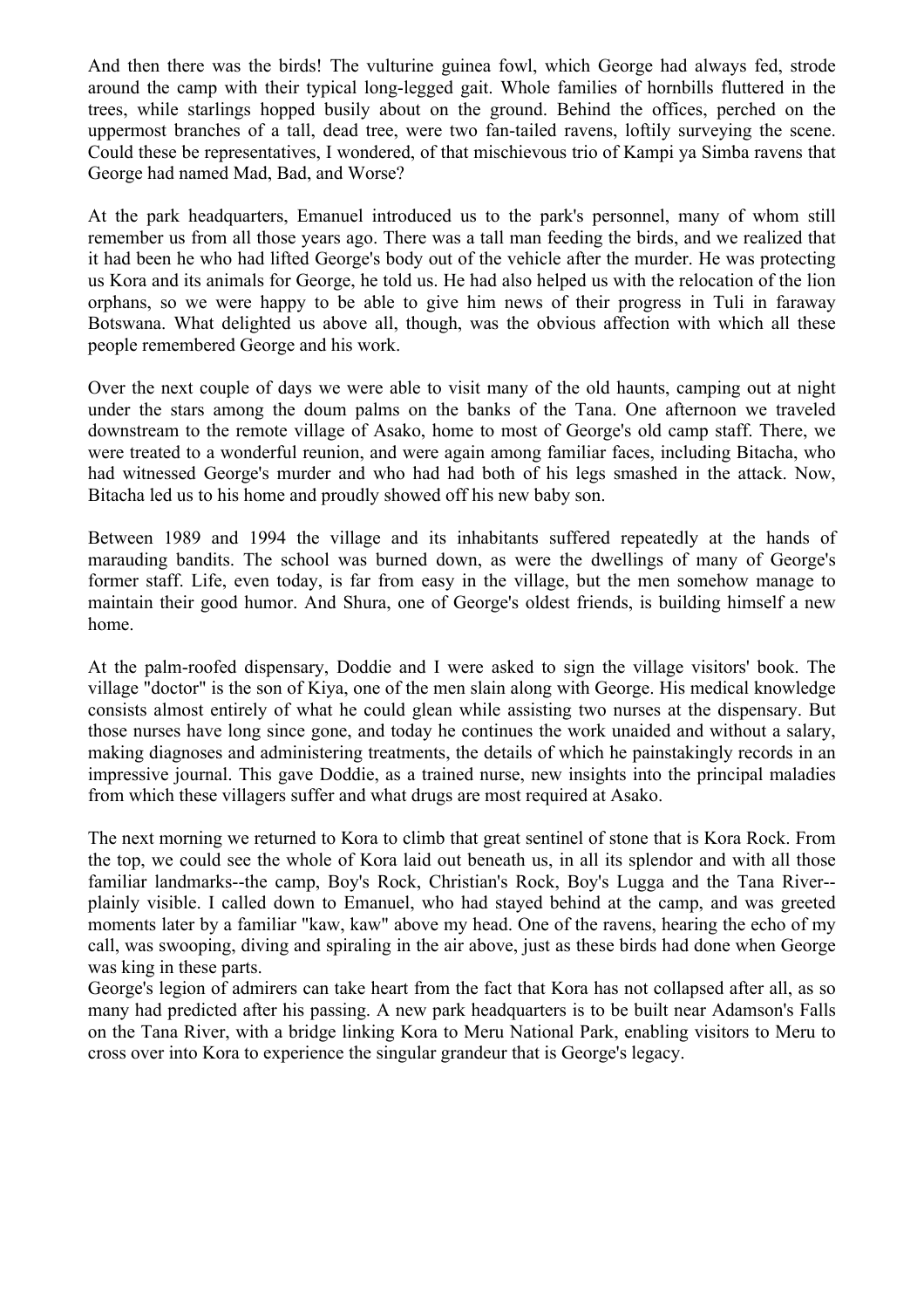And then there was the birds! The vulturine guinea fowl, which George had always fed, strode around the camp with their typical long-legged gait. Whole families of hornbills fluttered in the trees, while starlings hopped busily about on the ground. Behind the offices, perched on the uppermost branches of a tall, dead tree, were two fan-tailed ravens, loftily surveying the scene. Could these be representatives, I wondered, of that mischievous trio of Kampi ya Simba ravens that George had named Mad, Bad, and Worse?

At the park headquarters, Emanuel introduced us to the park's personnel, many of whom still remember us from all those years ago. There was a tall man feeding the birds, and we realized that it had been he who had lifted George's body out of the vehicle after the murder. He was protecting us Kora and its animals for George, he told us. He had also helped us with the relocation of the lion orphans, so we were happy to be able to give him news of their progress in Tuli in faraway Botswana. What delighted us above all, though, was the obvious affection with which all these people remembered George and his work.

Over the next couple of days we were able to visit many of the old haunts, camping out at night under the stars among the doum palms on the banks of the Tana. One afternoon we traveled downstream to the remote village of Asako, home to most of George's old camp staff. There, we were treated to a wonderful reunion, and were again among familiar faces, including Bitacha, who had witnessed George's murder and who had had both of his legs smashed in the attack. Now, Bitacha led us to his home and proudly showed off his new baby son.

Between 1989 and 1994 the village and its inhabitants suffered repeatedly at the hands of marauding bandits. The school was burned down, as were the dwellings of many of George's former staff. Life, even today, is far from easy in the village, but the men somehow manage to maintain their good humor. And Shura, one of George's oldest friends, is building himself a new home.

At the palm-roofed dispensary, Doddie and I were asked to sign the village visitors' book. The village "doctor" is the son of Kiya, one of the men slain along with George. His medical knowledge consists almost entirely of what he could glean while assisting two nurses at the dispensary. But those nurses have long since gone, and today he continues the work unaided and without a salary, making diagnoses and administering treatments, the details of which he painstakingly records in an impressive journal. This gave Doddie, as a trained nurse, new insights into the principal maladies from which these villagers suffer and what drugs are most required at Asako.

The next morning we returned to Kora to climb that great sentinel of stone that is Kora Rock. From the top, we could see the whole of Kora laid out beneath us, in all its splendor and with all those familiar landmarks--the camp, Boy's Rock, Christian's Rock, Boy's Lugga and the Tana River--plainly visible. I called down to Emanuel, who had stayed behind at the camp, and was greeted moments later by a familiar "kaw, kaw" above my head. One of the ravens, hearing the echo of my call, was swooping, diving and spiraling in the air above, just as these birds had done when George was king in these parts.

George's legion of admirers can take heart from the fact that Kora has not collapsed after all, as so many had predicted after his passing. A new park headquarters is to be built near Adamson's Falls on the Tana River, with a bridge linking Kora to Meru National Park, enabling visitors to Meru to cross over into Kora to experience the singular grandeur that is George's legacy.